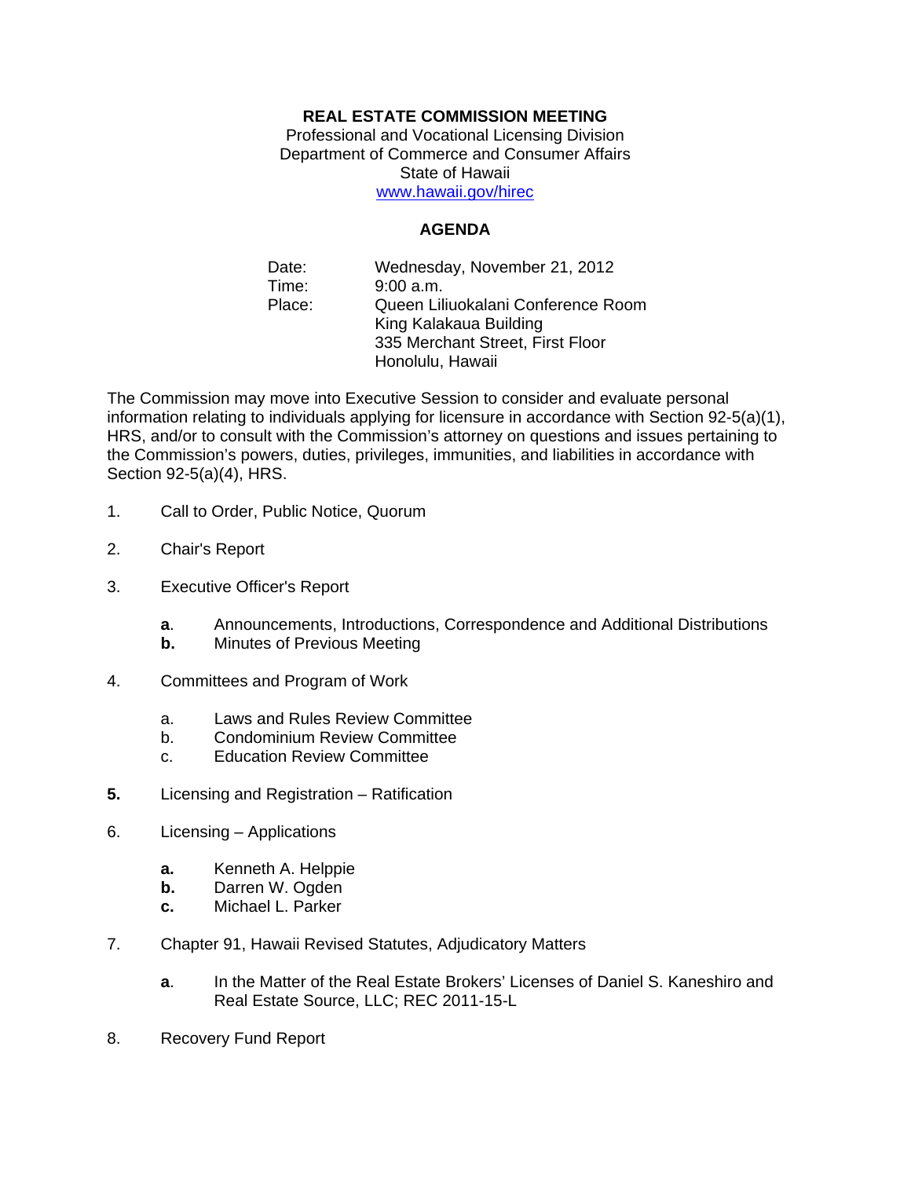**REAL ESTATE COMMISSION MEETING**
Professional and Vocational Licensing Division
Department of Commerce and Consumer Affairs
State of Hawaii
www.hawaii.gov/hirec

**AGENDA**

Date: Wednesday, November 21, 2012
Time: 9:00 a.m.
Place: Queen Liliuokalani Conference Room
King Kalakaua Building
335 Merchant Street, First Floor
Honolulu, Hawaii

The Commission may move into Executive Session to consider and evaluate personal information relating to individuals applying for licensure in accordance with Section 92-5(a)(1), HRS, and/or to consult with the Commission's attorney on questions and issues pertaining to the Commission's powers, duties, privileges, immunities, and liabilities in accordance with Section 92-5(a)(4), HRS.

1. Call to Order, Public Notice, Quorum

2. Chair's Report

3. Executive Officer's Report

   **a**. Announcements, Introductions, Correspondence and Additional Distributions
   **b.** Minutes of Previous Meeting

4. Committees and Program of Work

   a. Laws and Rules Review Committee
   b. Condominium Review Committee
   c. Education Review Committee

**5.** Licensing and Registration – Ratification

6. Licensing – Applications

   **a.** Kenneth A. Helppie
   **b.** Darren W. Ogden
   **c.** Michael L. Parker

7. Chapter 91, Hawaii Revised Statutes, Adjudicatory Matters

   **a**. In the Matter of the Real Estate Brokers' Licenses of Daniel S. Kaneshiro and Real Estate Source, LLC; REC 2011-15-L

8. Recovery Fund Report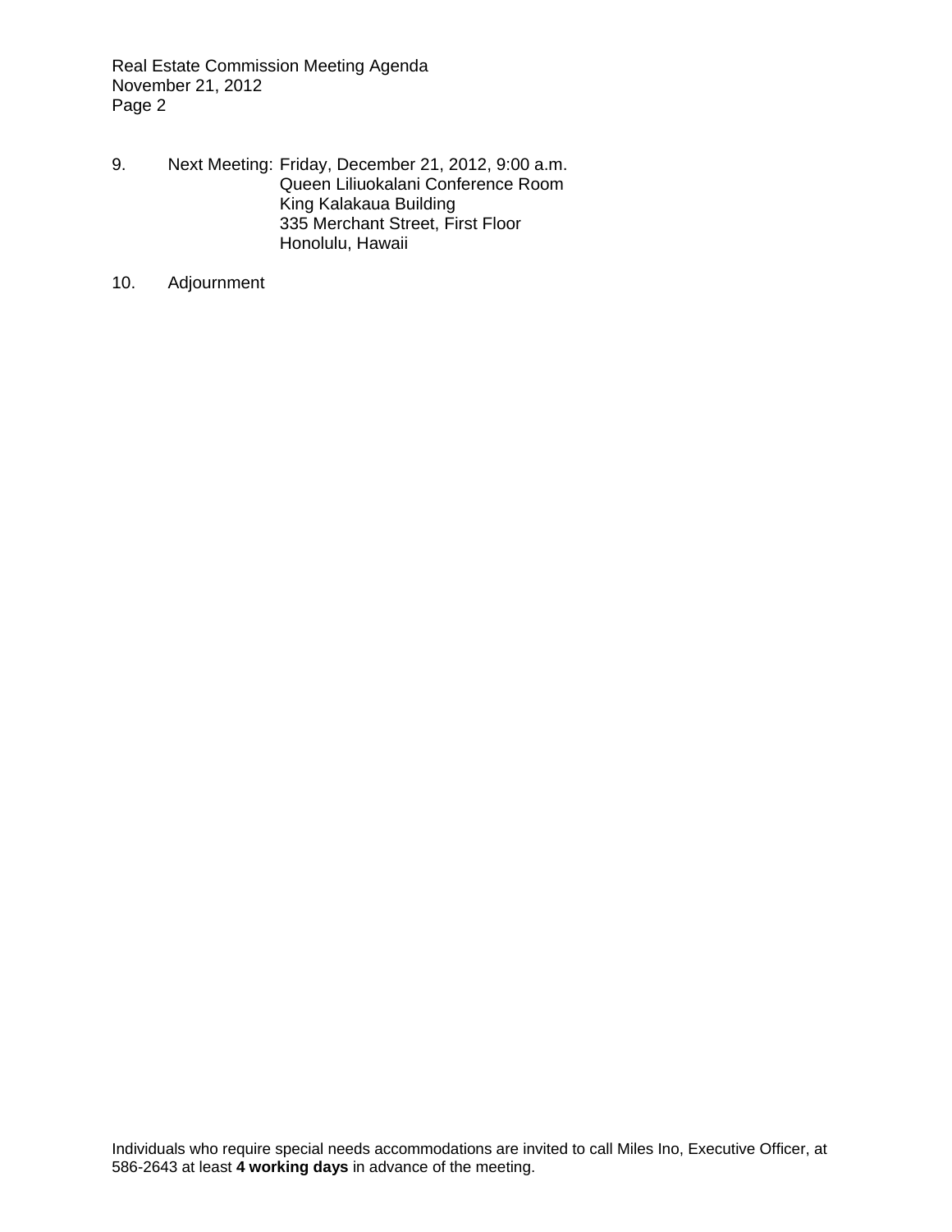9. Next Meeting: Friday, December 21, 2012, 9:00 a.m.
   Queen Liliuokalani Conference Room
   King Kalakaua Building
   335 Merchant Street, First Floor
   Honolulu, Hawaii

10. Adjournment

Individuals who require special needs accommodations are invited to call Miles Ino, Executive Officer, at 586-2643 at least **4 working days** in advance of the meeting.